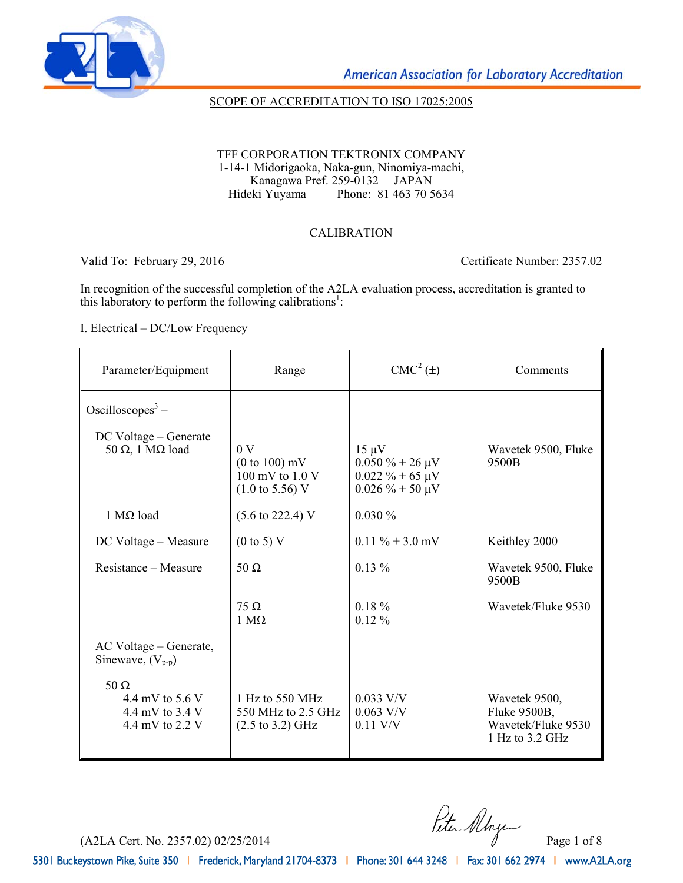SCOPE OF ACCREDITATION TO ISO 17025:2005

TFF CORPORATION TEKTRONIX COMPANY
1-14-1 Midorigaoka, Naka-gun, Ninomiya-machi,
Kanagawa Pref. 259-0132 JAPAN
Hideki Yuyama Phone: 81 463 70 5634

CALIBRATION

Valid To: February 29, 2016 Certificate Number: 2357.02

In recognition of the successful completion of the A2LA evaluation process, accreditation is granted to this laboratory to perform the following calibrations[1]:

I. Electrical – DC/Low Frequency

| Parameter/Equipment | Range | CMC[2] (±) | Comments |
|---|---|---|---|
| Oscilloscopes[3] – | | | |
| DC Voltage – Generate 50 Ω, 1 MΩ load | 0 V<br>(0 to 100) mV<br>100 mV to 1.0 V<br>(1.0 to 5.56) V | 15 µV<br>0.050 % + 26 µV<br>0.022 % + 65 µV<br>0.026 % + 50 µV | Wavetek 9500, Fluke 9500B |
| 1 MΩ load | (5.6 to 222.4) V | 0.030 % | |
| DC Voltage – Measure | (0 to 5) V | 0.11 % + 3.0 mV | Keithley 2000 |
| Resistance – Measure | 50 Ω | 0.13 % | Wavetek 9500, Fluke 9500B |
| | 75 Ω<br>1 MΩ | 0.18 %<br>0.12 % | Wavetek/Fluke 9530 |
| AC Voltage – Generate, Sinewave, ($V_{p-p}$) | | | |
| 50 Ω<br>4.4 mV to 5.6 V<br>4.4 mV to 3.4 V<br>4.4 mV to 2.2 V | <br>1 Hz to 550 MHz<br>550 MHz to 2.5 GHz<br>(2.5 to 3.2) GHz | <br>0.033 V/V<br>0.063 V/V<br>0.11 V/V | <br>Wavetek 9500, Fluke 9500B, Wavetek/Fluke 9530 1 Hz to 3.2 GHz |

(A2LA Cert. No. 2357.02) 02/25/2014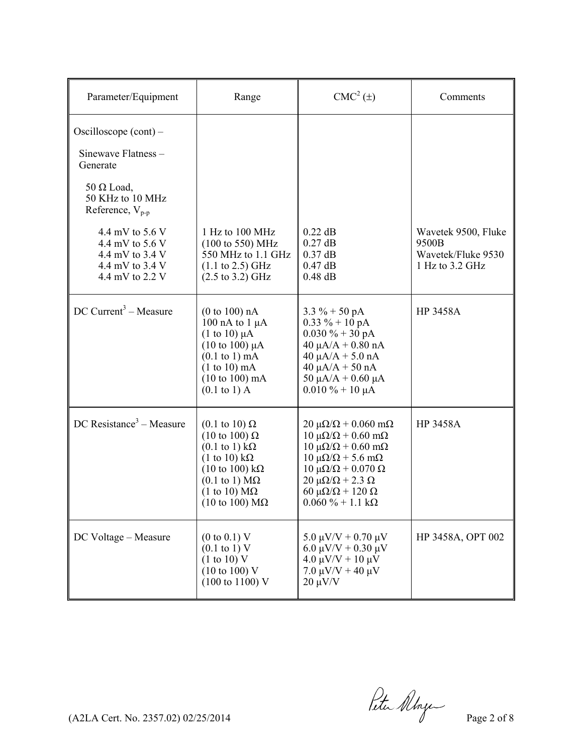| Parameter/Equipment | Range | CMC[2] (±) | Comments |
|---|---|---|---|
| Oscilloscope (cont) –<br><br>Sinewave Flatness – Generate<br><br>50 Ω Load, 50 KHz to 10 MHz Reference, $V_{p-p}$<br><br>4.4 mV to 5.6 V<br>4.4 mV to 5.6 V<br>4.4 mV to 3.4 V<br>4.4 mV to 3.4 V<br>4.4 mV to 2.2 V | <br><br><br><br><br><br>1 Hz to 100 MHz<br>(100 to 550) MHz<br>550 MHz to 1.1 GHz<br>(1.1 to 2.5) GHz<br>(2.5 to 3.2) GHz | <br><br><br><br><br><br>0.22 dB<br>0.27 dB<br>0.37 dB<br>0.47 dB<br>0.48 dB | <br><br><br><br><br><br>Wavetek 9500, Fluke 9500B<br>Wavetek/Fluke 9530<br>1 Hz to 3.2 GHz |
| DC Current[3] – Measure | (0 to 100) nA<br>100 nA to 1 µA<br>(1 to 10) µA<br>(10 to 100) µA<br>(0.1 to 1) mA<br>(1 to 10) mA<br>(10 to 100) mA<br>(0.1 to 1) A | 3.3 % + 50 pA<br>0.33 % + 10 pA<br>0.030 % + 30 pA<br>40 µA/A + 0.80 nA<br>40 µA/A + 5.0 nA<br>40 µA/A + 50 nA<br>50 µA/A + 0.60 µA<br>0.010 % + 10 µA | HP 3458A |
| DC Resistance[3] – Measure | (0.1 to 10) Ω<br>(10 to 100) Ω<br>(0.1 to 1) kΩ<br>(1 to 10) kΩ<br>(10 to 100) kΩ<br>(0.1 to 1) MΩ<br>(1 to 10) MΩ<br>(10 to 100) MΩ | 20 µΩ/Ω + 0.060 mΩ<br>10 µΩ/Ω + 0.60 mΩ<br>10 µΩ/Ω + 0.60 mΩ<br>10 µΩ/Ω + 5.6 mΩ<br>10 µΩ/Ω + 0.070 Ω<br>20 µΩ/Ω + 2.3 Ω<br>60 µΩ/Ω + 120 Ω<br>0.060 % + 1.1 kΩ | HP 3458A |
| DC Voltage – Measure | (0 to 0.1) V<br>(0.1 to 1) V<br>(1 to 10) V<br>(10 to 100) V<br>(100 to 1100) V | 5.0 µV/V + 0.70 µV<br>6.0 µV/V + 0.30 µV<br>4.0 µV/V + 10 µV<br>7.0 µV/V + 40 µV<br>20 µV/V | HP 3458A, OPT 002 |

(A2LA Cert. No. 2357.02) 02/25/2014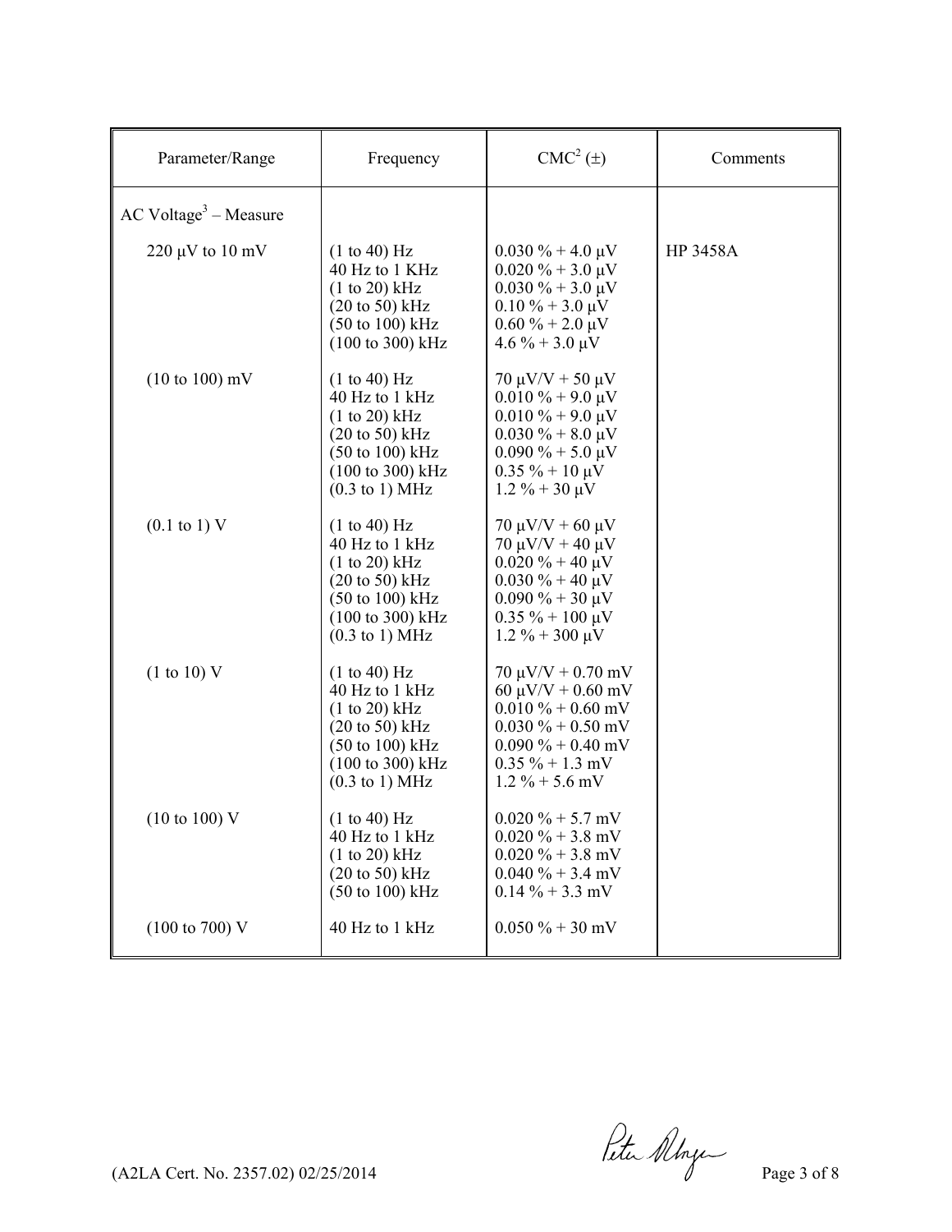| Parameter/Range | Frequency | CMC[2] (±) | Comments |
|---|---|---|---|
| AC Voltage[3] – Measure | | | |
| 220 μV to 10 mV | (1 to 40) Hz<br>40 Hz to 1 KHz<br>(1 to 20) kHz<br>(20 to 50) kHz<br>(50 to 100) kHz<br>(100 to 300) kHz | 0.030 % + 4.0 μV<br>0.020 % + 3.0 μV<br>0.030 % + 3.0 μV<br>0.10 % + 3.0 μV<br>0.60 % + 2.0 μV<br>4.6 % + 3.0 μV | HP 3458A |
| (10 to 100) mV | (1 to 40) Hz<br>40 Hz to 1 kHz<br>(1 to 20) kHz<br>(20 to 50) kHz<br>(50 to 100) kHz<br>(100 to 300) kHz<br>(0.3 to 1) MHz | 70 μV/V + 50 μV<br>0.010 % + 9.0 μV<br>0.010 % + 9.0 μV<br>0.030 % + 8.0 μV<br>0.090 % + 5.0 μV<br>0.35 % + 10 μV<br>1.2 % + 30 μV | |
| (0.1 to 1) V | (1 to 40) Hz<br>40 Hz to 1 kHz<br>(1 to 20) kHz<br>(20 to 50) kHz<br>(50 to 100) kHz<br>(100 to 300) kHz<br>(0.3 to 1) MHz | 70 μV/V + 60 μV<br>70 μV/V + 40 μV<br>0.020 % + 40 μV<br>0.030 % + 40 μV<br>0.090 % + 30 μV<br>0.35 % + 100 μV<br>1.2 % + 300 μV | |
| (1 to 10) V | (1 to 40) Hz<br>40 Hz to 1 kHz<br>(1 to 20) kHz<br>(20 to 50) kHz<br>(50 to 100) kHz<br>(100 to 300) kHz<br>(0.3 to 1) MHz | 70 μV/V + 0.70 mV<br>60 μV/V + 0.60 mV<br>0.010 % + 0.60 mV<br>0.030 % + 0.50 mV<br>0.090 % + 0.40 mV<br>0.35 % + 1.3 mV<br>1.2 % + 5.6 mV | |
| (10 to 100) V | (1 to 40) Hz<br>40 Hz to 1 kHz<br>(1 to 20) kHz<br>(20 to 50) kHz<br>(50 to 100) kHz | 0.020 % + 5.7 mV<br>0.020 % + 3.8 mV<br>0.020 % + 3.8 mV<br>0.040 % + 3.4 mV<br>0.14 % + 3.3 mV | |
| (100 to 700) V | 40 Hz to 1 kHz | 0.050 % + 30 mV | |

(A2LA Cert. No. 2357.02) 02/25/2014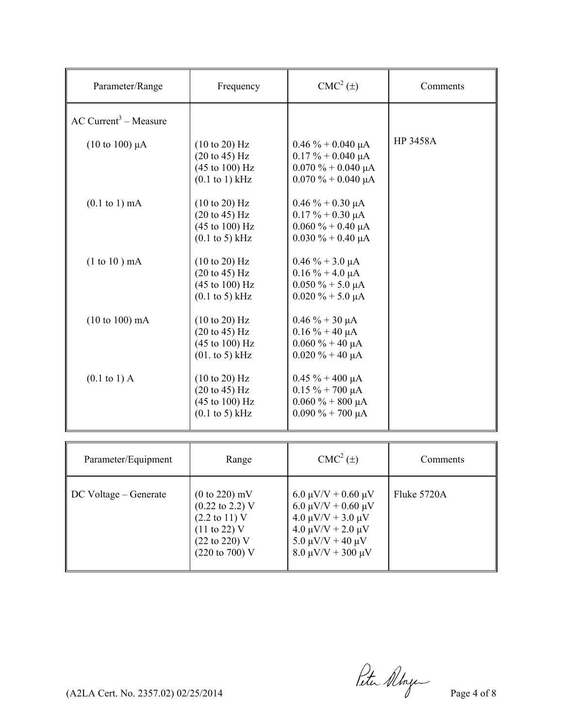| Parameter/Range | Frequency | CMC[2] (±) | Comments |
|---|---|---|---|
| AC Current[3] – Measure | | | |
| (10 to 100) μA | (10 to 20) Hz<br>(20 to 45) Hz<br>(45 to 100) Hz<br>(0.1 to 1) kHz | 0.46 % + 0.040 μA<br>0.17 % + 0.040 μA<br>0.070 % + 0.040 μA<br>0.070 % + 0.040 μA | HP 3458A |
| (0.1 to 1) mA | (10 to 20) Hz<br>(20 to 45) Hz<br>(45 to 100) Hz<br>(0.1 to 5) kHz | 0.46 % + 0.30 μA<br>0.17 % + 0.30 μA<br>0.060 % + 0.40 μA<br>0.030 % + 0.40 μA | |
| (1 to 10 ) mA | (10 to 20) Hz<br>(20 to 45) Hz<br>(45 to 100) Hz<br>(0.1 to 5) kHz | 0.46 % + 3.0 μA<br>0.16 % + 4.0 μA<br>0.050 % + 5.0 μA<br>0.020 % + 5.0 μA | |
| (10 to 100) mA | (10 to 20) Hz<br>(20 to 45) Hz<br>(45 to 100) Hz<br>(01. to 5) kHz | 0.46 % + 30 μA<br>0.16 % + 40 μA<br>0.060 % + 40 μA<br>0.020 % + 40 μA | |
| (0.1 to 1) A | (10 to 20) Hz<br>(20 to 45) Hz<br>(45 to 100) Hz<br>(0.1 to 5) kHz | 0.45 % + 400 μA<br>0.15 % + 700 μA<br>0.060 % + 800 μA<br>0.090 % + 700 μA | |

| Parameter/Equipment | Range | CMC[2] (±) | Comments |
|---|---|---|---|
| DC Voltage – Generate | (0 to 220) mV<br>(0.22 to 2.2) V<br>(2.2 to 11) V<br>(11 to 22) V<br>(22 to 220) V<br>(220 to 700) V | 6.0 μV/V + 0.60 μV<br>6.0 μV/V + 0.60 μV<br>4.0 μV/V + 3.0 μV<br>4.0 μV/V + 2.0 μV<br>5.0 μV/V + 40 μV<br>8.0 μV/V + 300 μV | Fluke 5720A |

(A2LA Cert. No. 2357.02) 02/25/2014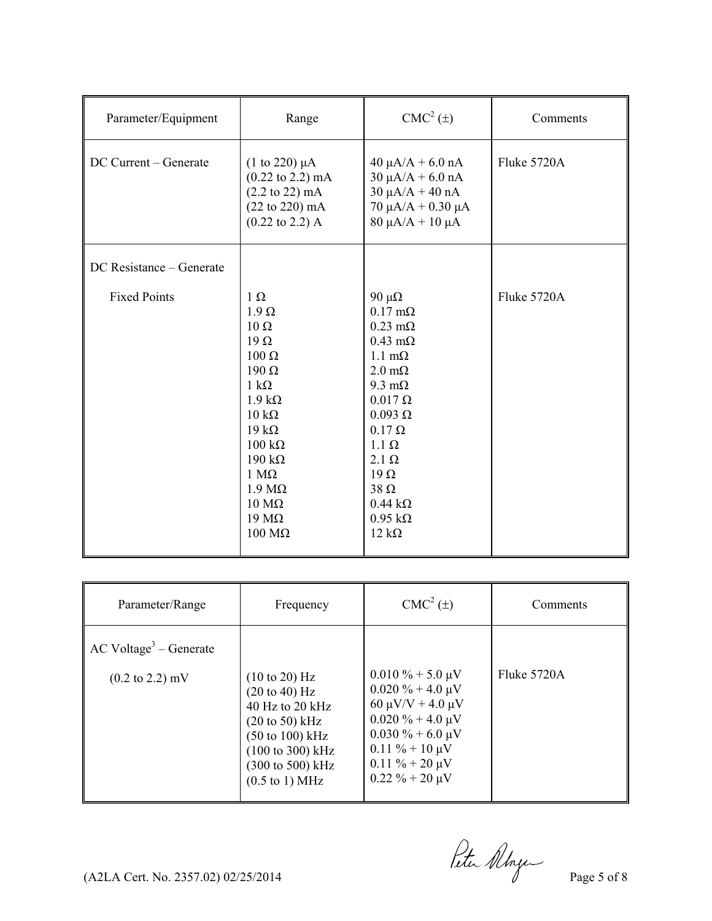| Parameter/Equipment | Range | CMC[2] (±) | Comments |
| --- | --- | --- | --- |
| DC Current – Generate | (1 to 220) μA<br>(0.22 to 2.2) mA<br>(2.2 to 22) mA<br>(22 to 220) mA<br>(0.22 to 2.2) A | 40 μA/A + 6.0 nA<br>30 μA/A + 6.0 nA<br>30 μA/A + 40 nA<br>70 μA/A + 0.30 μA<br>80 μA/A + 10 μA | Fluke 5720A |
| DC Resistance – Generate | | | |
| Fixed Points | 1 Ω<br>1.9 Ω<br>10 Ω<br>19 Ω<br>100 Ω<br>190 Ω<br>1 kΩ<br>1.9 kΩ<br>10 kΩ<br>19 kΩ<br>100 kΩ<br>190 kΩ<br>1 MΩ<br>1.9 MΩ<br>10 MΩ<br>19 MΩ<br>100 MΩ | 90 μΩ<br>0.17 mΩ<br>0.23 mΩ<br>0.43 mΩ<br>1.1 mΩ<br>2.0 mΩ<br>9.3 mΩ<br>0.017 Ω<br>0.093 Ω<br>0.17 Ω<br>1.1 Ω<br>2.1 Ω<br>19 Ω<br>38 Ω<br>0.44 kΩ<br>0.95 kΩ<br>12 kΩ | Fluke 5720A |

| Parameter/Range | Frequency | CMC[2] (±) | Comments |
| --- | --- | --- | --- |
| AC Voltage[3] – Generate | | | |
| (0.2 to 2.2) mV | (10 to 20) Hz<br>(20 to 40) Hz<br>40 Hz to 20 kHz<br>(20 to 50) kHz<br>(50 to 100) kHz<br>(100 to 300) kHz<br>(300 to 500) kHz<br>(0.5 to 1) MHz | 0.010 % + 5.0 μV<br>0.020 % + 4.0 μV<br>60 μV/V + 4.0 μV<br>0.020 % + 4.0 μV<br>0.030 % + 6.0 μV<br>0.11 % + 10 μV<br>0.11 % + 20 μV<br>0.22 % + 20 μV | Fluke 5720A |

(A2LA Cert. No. 2357.02) 02/25/2014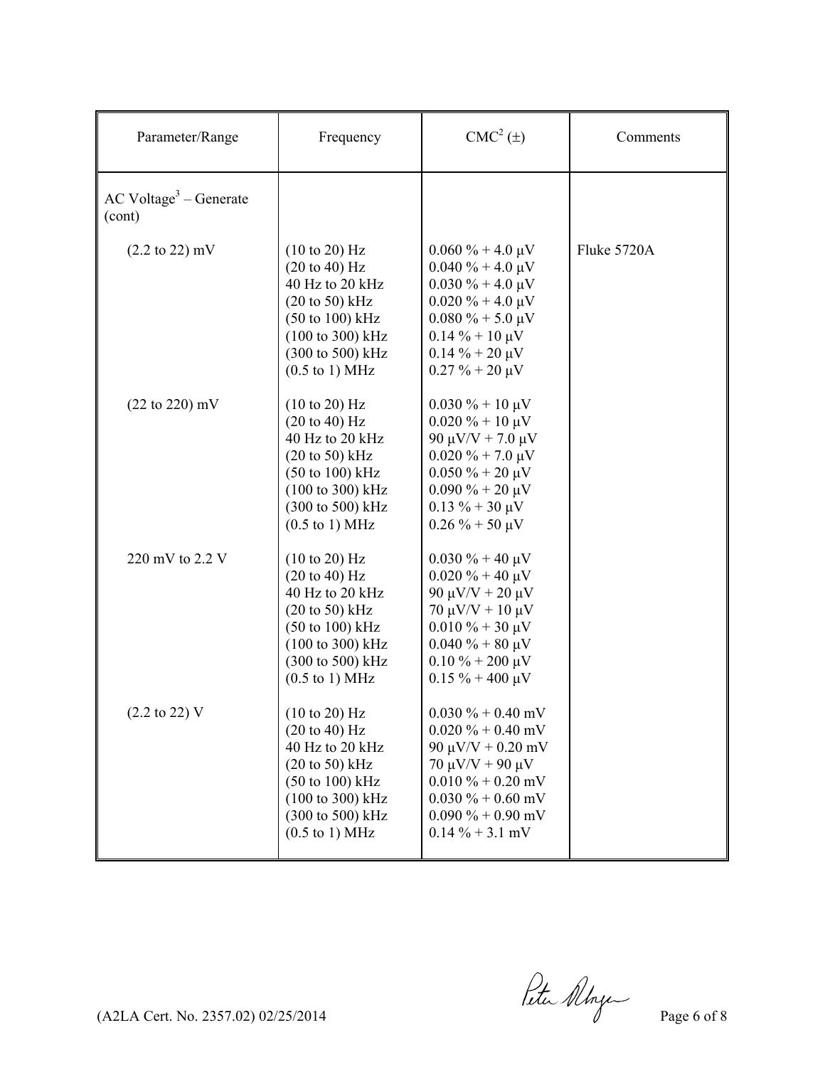| Parameter/Range | Frequency | CMC[2] (±) | Comments |
|---|---|---|---|
| AC Voltage[3] – Generate (cont) | | | |
| (2.2 to 22) mV | (10 to 20) Hz<br>(20 to 40) Hz<br>40 Hz to 20 kHz<br>(20 to 50) kHz<br>(50 to 100) kHz<br>(100 to 300) kHz<br>(300 to 500) kHz<br>(0.5 to 1) MHz | 0.060 % + 4.0 μV<br>0.040 % + 4.0 μV<br>0.030 % + 4.0 μV<br>0.020 % + 4.0 μV<br>0.080 % + 5.0 μV<br>0.14 % + 10 μV<br>0.14 % + 20 μV<br>0.27 % + 20 μV | Fluke 5720A |
| (22 to 220) mV | (10 to 20) Hz<br>(20 to 40) Hz<br>40 Hz to 20 kHz<br>(20 to 50) kHz<br>(50 to 100) kHz<br>(100 to 300) kHz<br>(300 to 500) kHz<br>(0.5 to 1) MHz | 0.030 % + 10 μV<br>0.020 % + 10 μV<br>90 μV/V + 7.0 μV<br>0.020 % + 7.0 μV<br>0.050 % + 20 μV<br>0.090 % + 20 μV<br>0.13 % + 30 μV<br>0.26 % + 50 μV | |
| 220 mV to 2.2 V | (10 to 20) Hz<br>(20 to 40) Hz<br>40 Hz to 20 kHz<br>(20 to 50) kHz<br>(50 to 100) kHz<br>(100 to 300) kHz<br>(300 to 500) kHz<br>(0.5 to 1) MHz | 0.030 % + 40 μV<br>0.020 % + 40 μV<br>90 μV/V + 20 μV<br>70 μV/V + 10 μV<br>0.010 % + 30 μV<br>0.040 % + 80 μV<br>0.10 % + 200 μV<br>0.15 % + 400 μV | |
| (2.2 to 22) V | (10 to 20) Hz<br>(20 to 40) Hz<br>40 Hz to 20 kHz<br>(20 to 50) kHz<br>(50 to 100) kHz<br>(100 to 300) kHz<br>(300 to 500) kHz<br>(0.5 to 1) MHz | 0.030 % + 0.40 mV<br>0.020 % + 0.40 mV<br>90 μV/V + 0.20 mV<br>70 μV/V + 90 μV<br>0.010 % + 0.20 mV<br>0.030 % + 0.60 mV<br>0.090 % + 0.90 mV<br>0.14 % + 3.1 mV | |

(A2LA Cert. No. 2357.02) 02/25/2014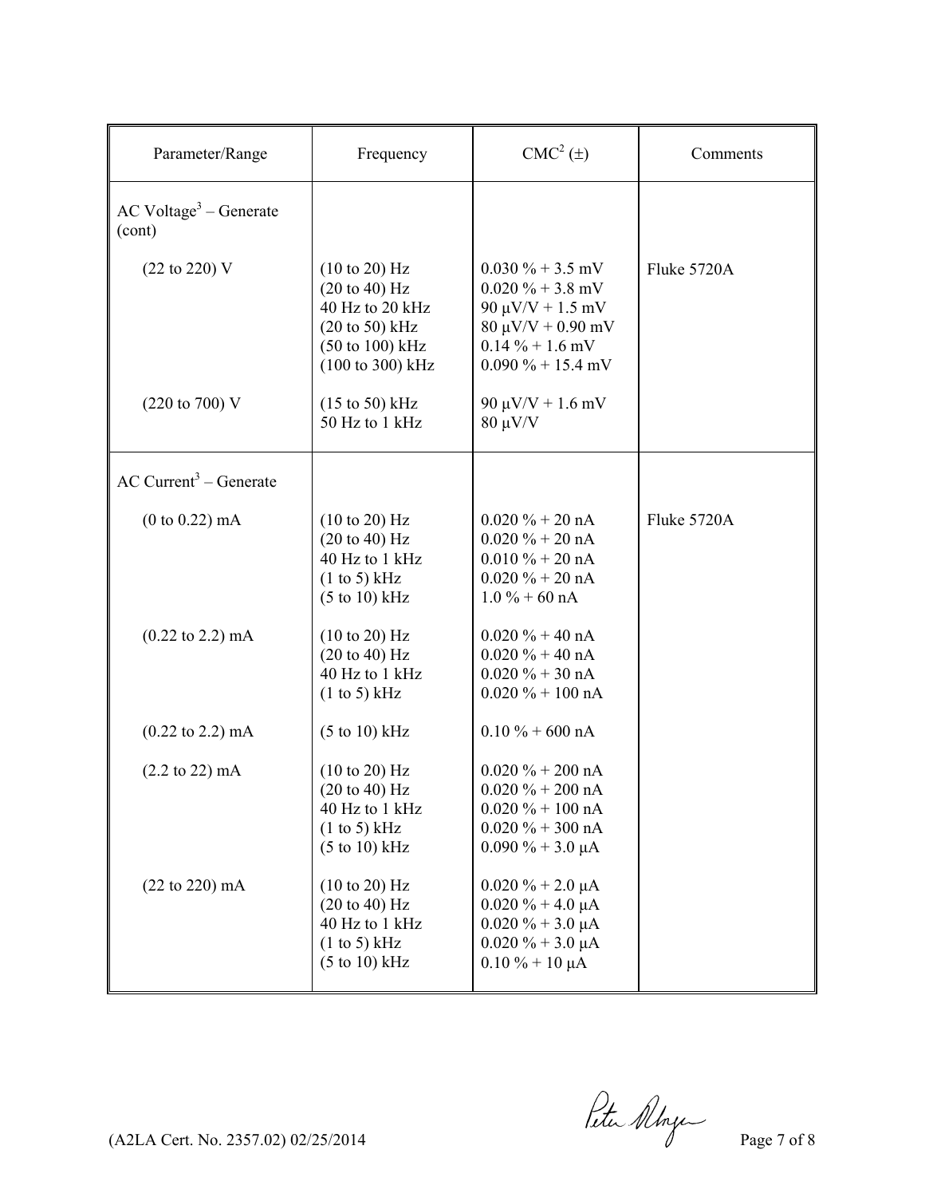| Parameter/Range | Frequency | CMC[2] (±) | Comments |
|---|---|---|---|
| AC Voltage[3] – Generate (cont) | | | |
| (22 to 220) V | (10 to 20) Hz<br>(20 to 40) Hz<br>40 Hz to 20 kHz<br>(20 to 50) kHz<br>(50 to 100) kHz<br>(100 to 300) kHz | 0.030 % + 3.5 mV<br>0.020 % + 3.8 mV<br>90 μV/V + 1.5 mV<br>80 μV/V + 0.90 mV<br>0.14 % + 1.6 mV<br>0.090 % + 15.4 mV | Fluke 5720A |
| (220 to 700) V | (15 to 50) kHz<br>50 Hz to 1 kHz | 90 μV/V + 1.6 mV<br>80 μV/V | |
| AC Current[3] – Generate | | | |
| (0 to 0.22) mA | (10 to 20) Hz<br>(20 to 40) Hz<br>40 Hz to 1 kHz<br>(1 to 5) kHz<br>(5 to 10) kHz | 0.020 % + 20 nA<br>0.020 % + 20 nA<br>0.010 % + 20 nA<br>0.020 % + 20 nA<br>1.0 % + 60 nA | Fluke 5720A |
| (0.22 to 2.2) mA | (10 to 20) Hz<br>(20 to 40) Hz<br>40 Hz to 1 kHz<br>(1 to 5) kHz | 0.020 % + 40 nA<br>0.020 % + 40 nA<br>0.020 % + 30 nA<br>0.020 % + 100 nA | |
| (0.22 to 2.2) mA | (5 to 10) kHz | 0.10 % + 600 nA | |
| (2.2 to 22) mA | (10 to 20) Hz<br>(20 to 40) Hz<br>40 Hz to 1 kHz<br>(1 to 5) kHz<br>(5 to 10) kHz | 0.020 % + 200 nA<br>0.020 % + 200 nA<br>0.020 % + 100 nA<br>0.020 % + 300 nA<br>0.090 % + 3.0 μA | |
| (22 to 220) mA | (10 to 20) Hz<br>(20 to 40) Hz<br>40 Hz to 1 kHz<br>(1 to 5) kHz<br>(5 to 10) kHz | 0.020 % + 2.0 μA<br>0.020 % + 4.0 μA<br>0.020 % + 3.0 μA<br>0.020 % + 3.0 μA<br>0.10 % + 10 μA | |

(A2LA Cert. No. 2357.02) 02/25/2014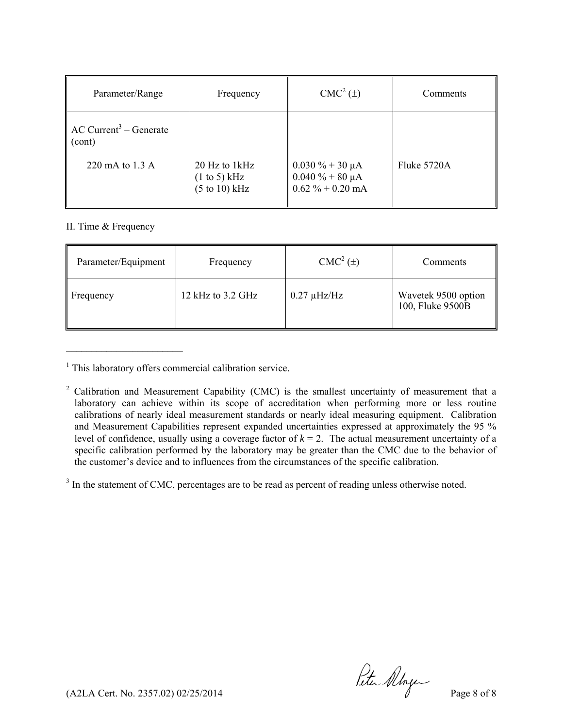| Parameter/Range | Frequency | CMC[2] (±) | Comments |
|---|---|---|---|
| AC Current[3] – Generate (cont) | | | |
| 220 mA to 1.3 A | 20 Hz to 1kHz<br>(1 to 5) kHz<br>(5 to 10) kHz | 0.030 % + 30 μA<br>0.040 % + 80 μA<br>0.62 % + 0.20 mA | Fluke 5720A |

II. Time & Frequency

| Parameter/Equipment | Frequency | CMC[2] (±) | Comments |
|---|---|---|---|
| Frequency | 12 kHz to 3.2 GHz | 0.27 μHz/Hz | Wavetek 9500 option 100, Fluke 9500B |

---

[1] This laboratory offers commercial calibration service.

[2] Calibration and Measurement Capability (CMC) is the smallest uncertainty of measurement that a laboratory can achieve within its scope of accreditation when performing more or less routine calibrations of nearly ideal measurement standards or nearly ideal measuring equipment. Calibration and Measurement Capabilities represent expanded uncertainties expressed at approximately the 95 % level of confidence, usually using a coverage factor of $k = 2$. The actual measurement uncertainty of a specific calibration performed by the laboratory may be greater than the CMC due to the behavior of the customer's device and to influences from the circumstances of the specific calibration.

[3] In the statement of CMC, percentages are to be read as percent of reading unless otherwise noted.

(A2LA Cert. No. 2357.02) 02/25/2014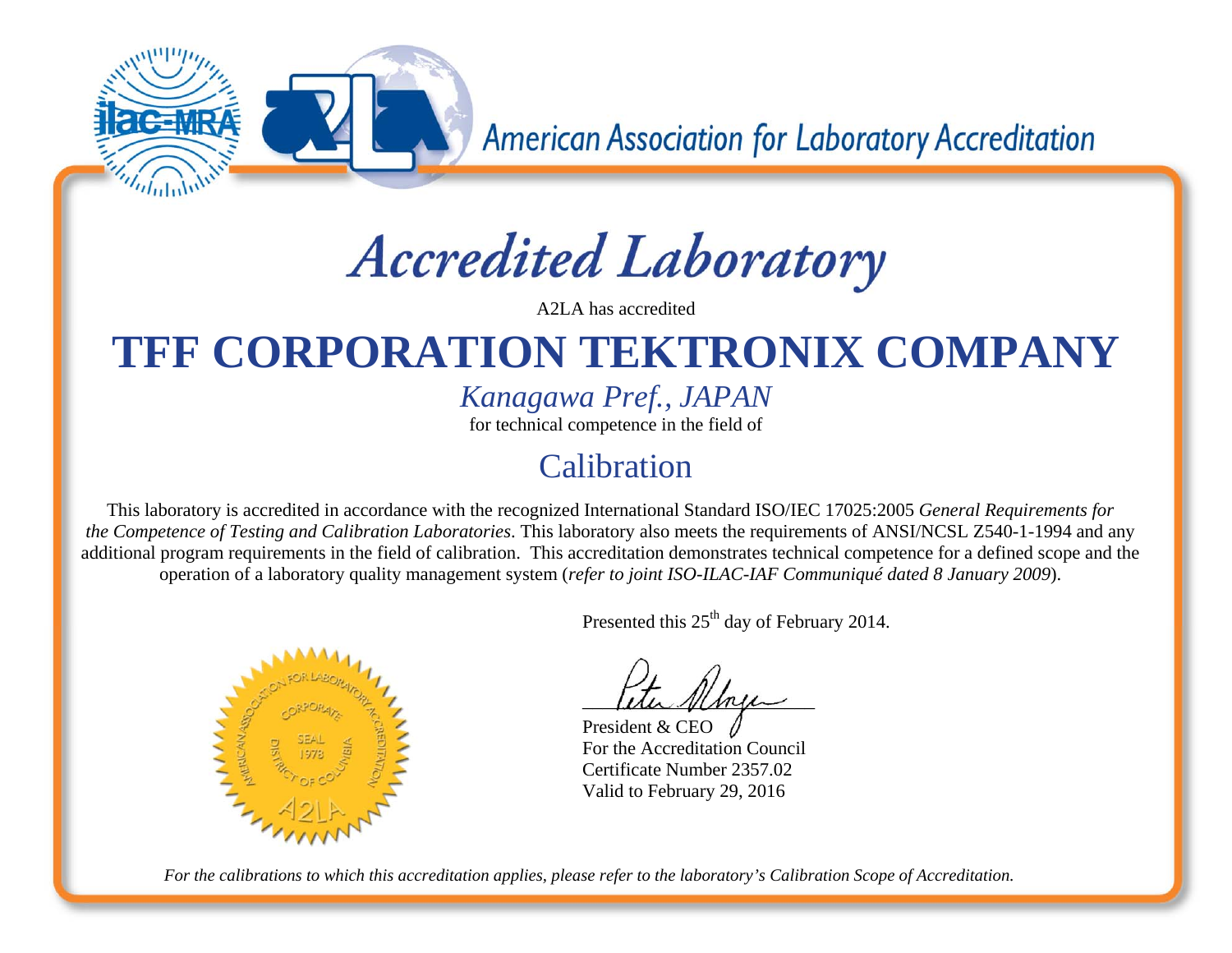American Association for Laboratory Accreditation

# Accredited Laboratory

A2LA has accredited

# TFF CORPORATION TEKTRONIX COMPANY

*Kanagawa Pref., JAPAN*

for technical competence in the field of

## Calibration

This laboratory is accredited in accordance with the recognized International Standard ISO/IEC 17025:2005 *General Requirements for the Competence of Testing and Calibration Laboratories*. This laboratory also meets the requirements of ANSI/NCSL Z540-1-1994 and any additional program requirements in the field of calibration. This accreditation demonstrates technical competence for a defined scope and the operation of a laboratory quality management system (*refer to joint ISO-ILAC-IAF Communiqué dated 8 January 2009*).

Presented this 25th day of February 2014.

President & CEO
For the Accreditation Council
Certificate Number 2357.02
Valid to February 29, 2016

*For the calibrations to which this accreditation applies, please refer to the laboratory's Calibration Scope of Accreditation.*